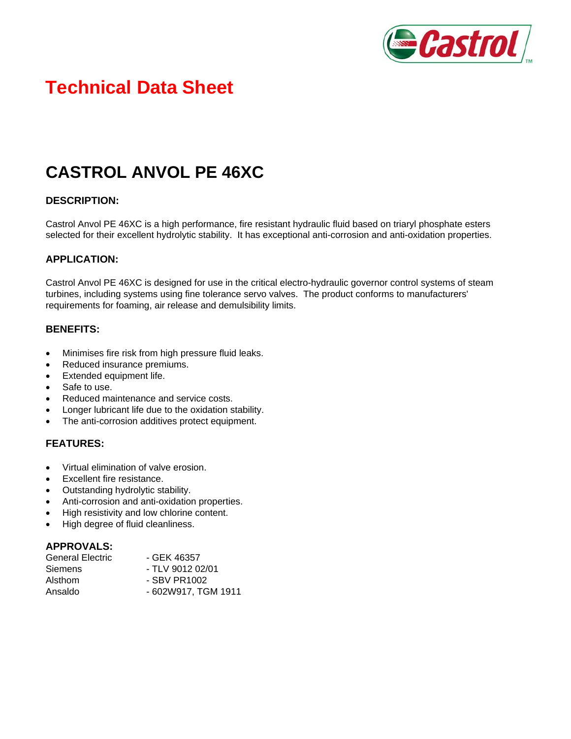# Technical Data Sheet

## CASTROL ANVOL PE 46XC

### DESCRIPTION:

Castrol Anvol PE 46XC is a high performance, fire resistant hydraulic fluid based on triaryl phosphate esters selected for their excellent hydrolytic stability. It has exceptional anti-corrosion and anti-oxidation properties.

### APPLICATION:

Castrol Anvol PE 46XC is designed for use in the critical electro-hydraulic governor control systems of steam turbines, including systems using fine tolerance servo valves. The product conforms to manufacturers' requirements for foaming, air release and demulsibility limits.

### BENEFITS:

- Minimises fire risk from high pressure fluid leaks.
- Reduced insurance premiums.
- Extended equipment life.
- Safe to use.
- Reduced maintenance and service costs.
- Longer lubricant life due to the oxidation stability.
- The anti-corrosion additives protect equipment.

### FEATURES:

- Virtual elimination of valve erosion.
- Excellent fire resistance.
- Outstanding hydrolytic stability.
- Anti-corrosion and anti-oxidation properties.
- High resistivity and low chlorine content.
- High degree of fluid cleanliness.

### APPROVALS:

| | |
|---|---|
| General Electric | - GEK 46357 |
| Siemens | - TLV 9012 02/01 |
| Alsthom | - SBV PR1002 |
| Ansaldo | - 602W917, TGM 1911 |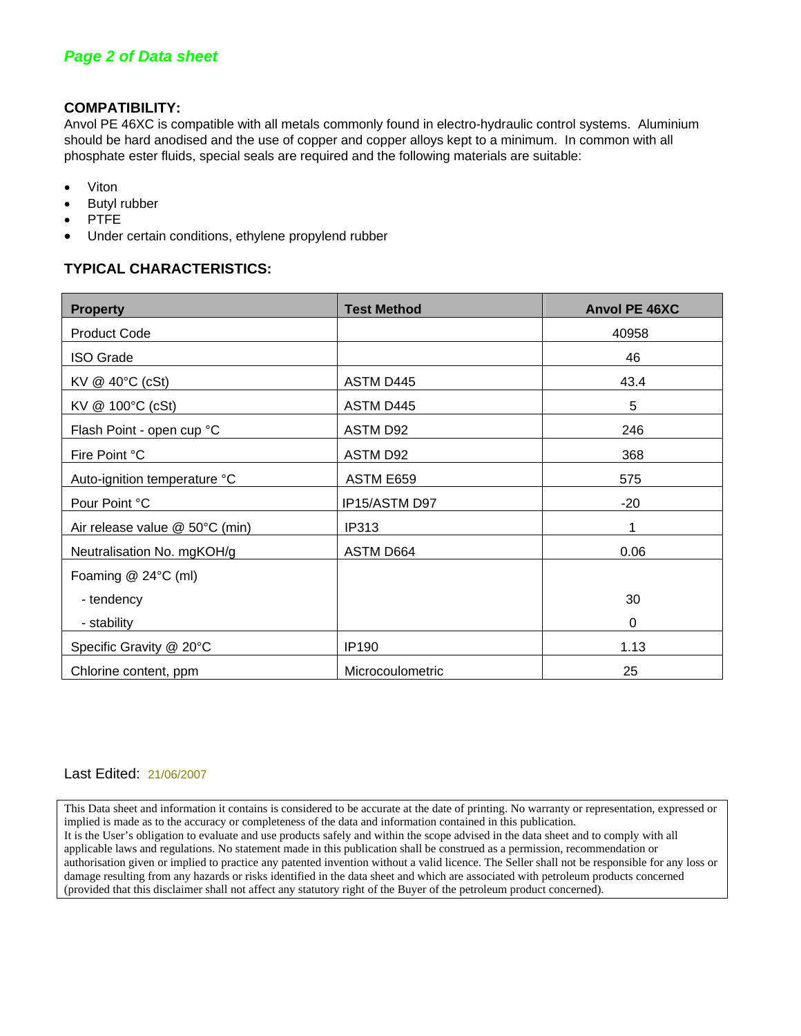## COMPATIBILITY:

Anvol PE 46XC is compatible with all metals commonly found in electro-hydraulic control systems. Aluminium should be hard anodised and the use of copper and copper alloys kept to a minimum. In common with all phosphate ester fluids, special seals are required and the following materials are suitable:

- Viton
- Butyl rubber
- PTFE
- Under certain conditions, ethylene propylend rubber

## TYPICAL CHARACTERISTICS:

| Property | Test Method | Anvol PE 46XC |
|---|---|---|
| Product Code | | 40958 |
| ISO Grade | | 46 |
| KV @ 40°C (cSt) | ASTM D445 | 43.4 |
| KV @ 100°C (cSt) | ASTM D445 | 5 |
| Flash Point - open cup °C | ASTM D92 | 246 |
| Fire Point °C | ASTM D92 | 368 |
| Auto-ignition temperature °C | ASTM E659 | 575 |
| Pour Point °C | IP15/ASTM D97 | -20 |
| Air release value @ 50°C (min) | IP313 | 1 |
| Neutralisation No. mgKOH/g | ASTM D664 | 0.06 |
| Foaming @ 24°C (ml) | | |
| - tendency | | 30 |
| - stability | | 0 |
| Specific Gravity @ 20°C | IP190 | 1.13 |
| Chlorine content, ppm | Microcoulometric | 25 |

Last Edited: 21/06/2007

This Data sheet and information it contains is considered to be accurate at the date of printing. No warranty or representation, expressed or implied is made as to the accuracy or completeness of the data and information contained in this publication.
It is the User's obligation to evaluate and use products safely and within the scope advised in the data sheet and to comply with all applicable laws and regulations. No statement made in this publication shall be construed as a permission, recommendation or authorisation given or implied to practice any patented invention without a valid licence. The Seller shall not be responsible for any loss or damage resulting from any hazards or risks identified in the data sheet and which are associated with petroleum products concerned (provided that this disclaimer shall not affect any statutory right of the Buyer of the petroleum product concerned).